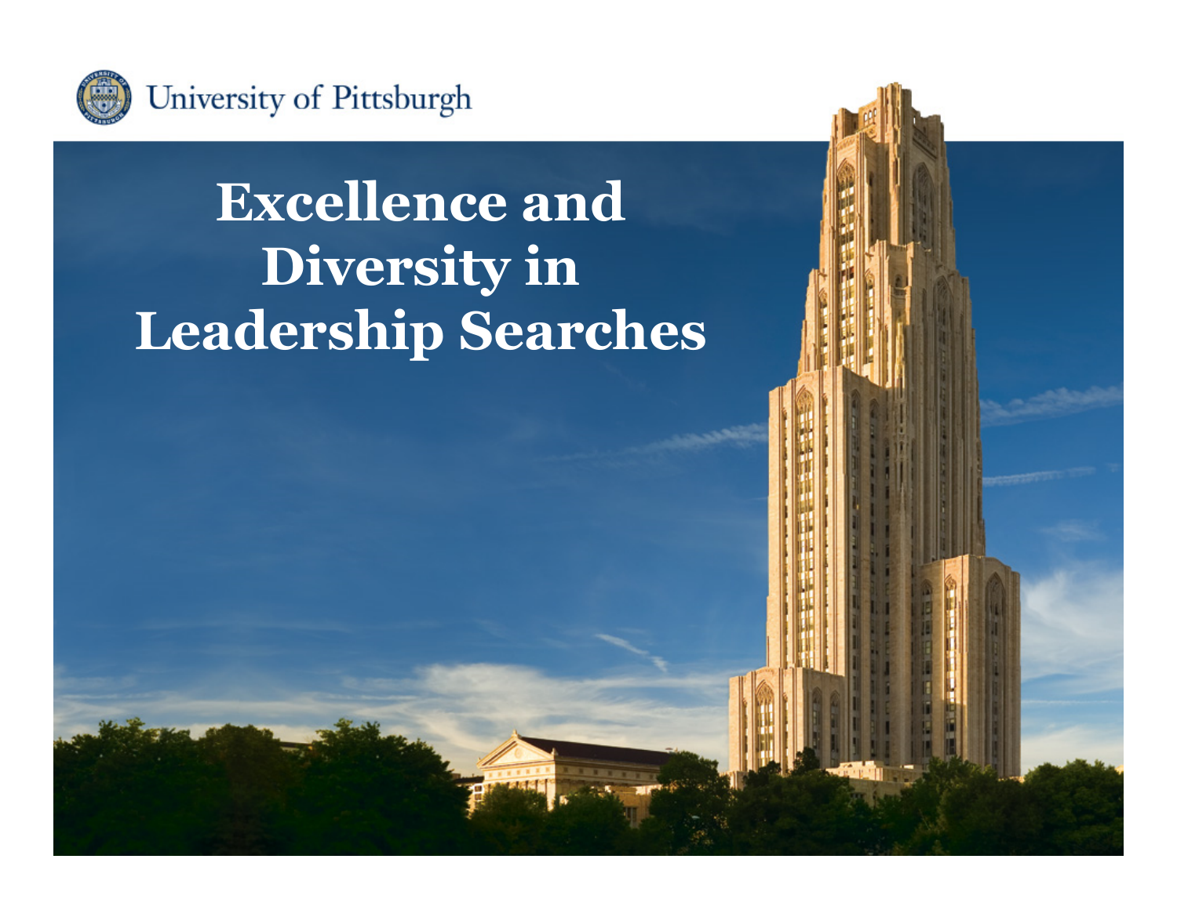University of Pittsburgh

# Excellence and Diversity in Leadership Searches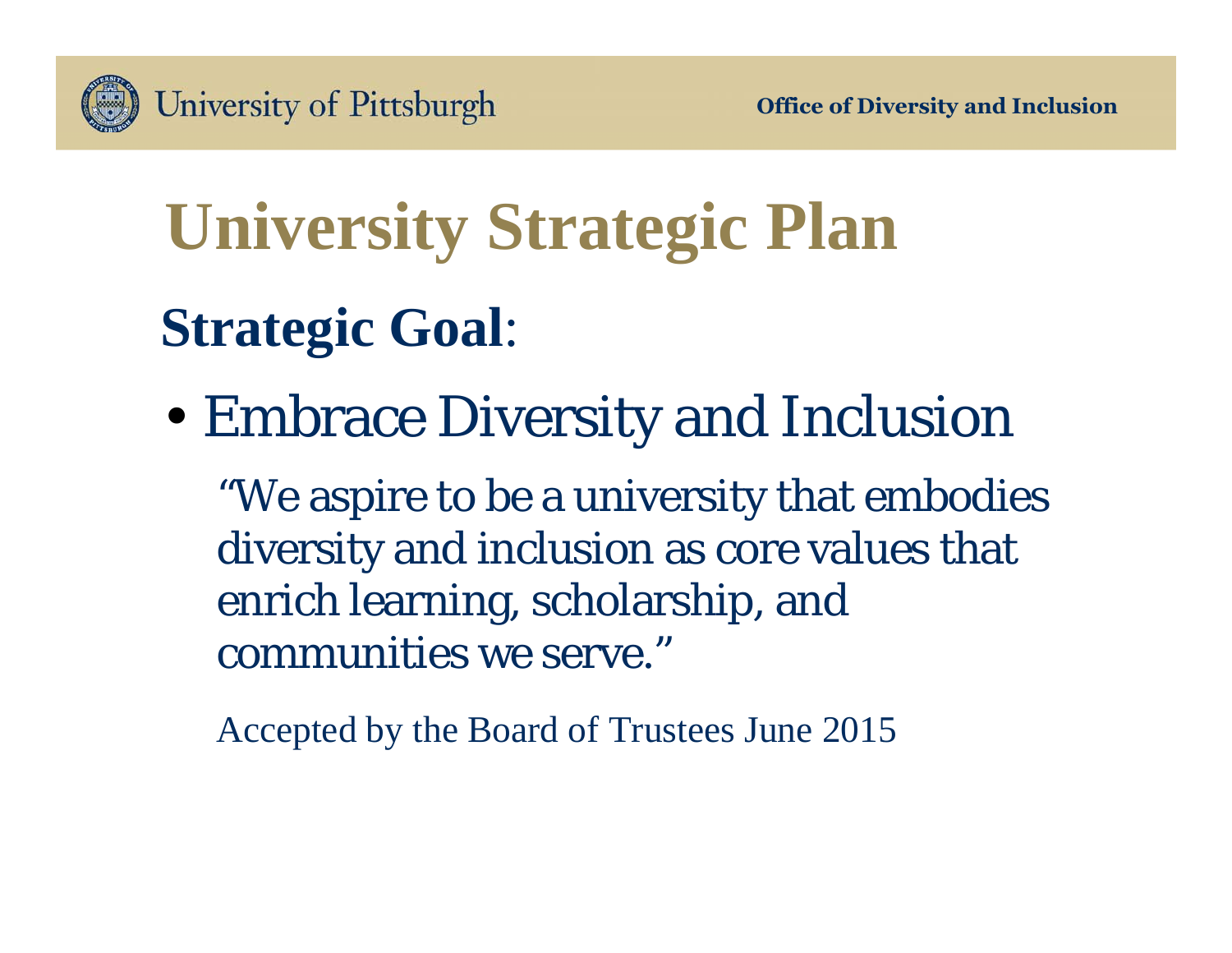# University Strategic Plan

**Strategic Goal**:

- Embrace Diversity and Inclusion

  "We aspire to be a university that embodies diversity and inclusion as core values that enrich learning, scholarship, and communities we serve."

  Accepted by the Board of Trustees June 2015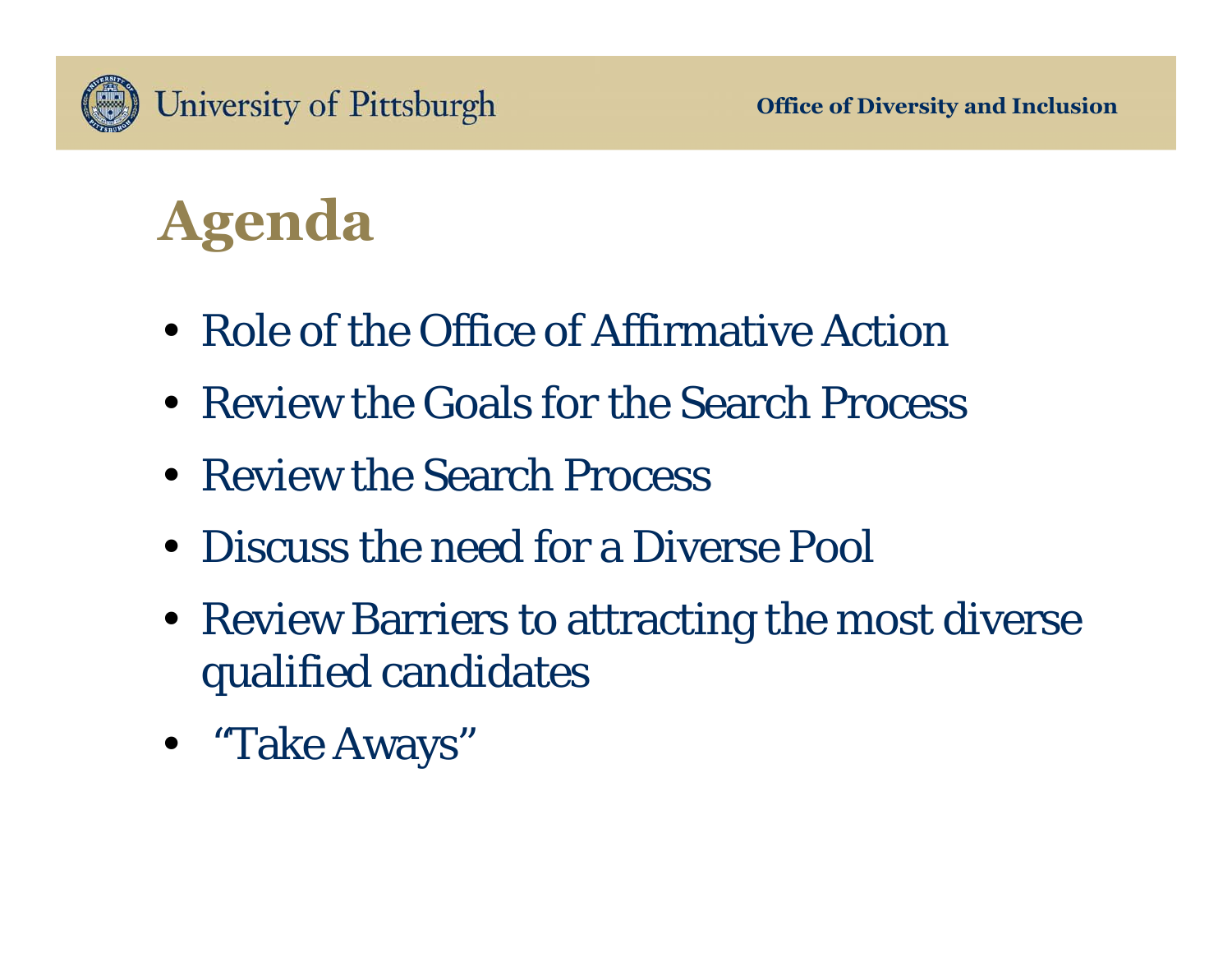# Agenda

- Role of the Office of Affirmative Action
- Review the Goals for the Search Process
- Review the Search Process
- Discuss the need for a Diverse Pool
- Review Barriers to attracting the most diverse qualified candidates
- "Take Aways"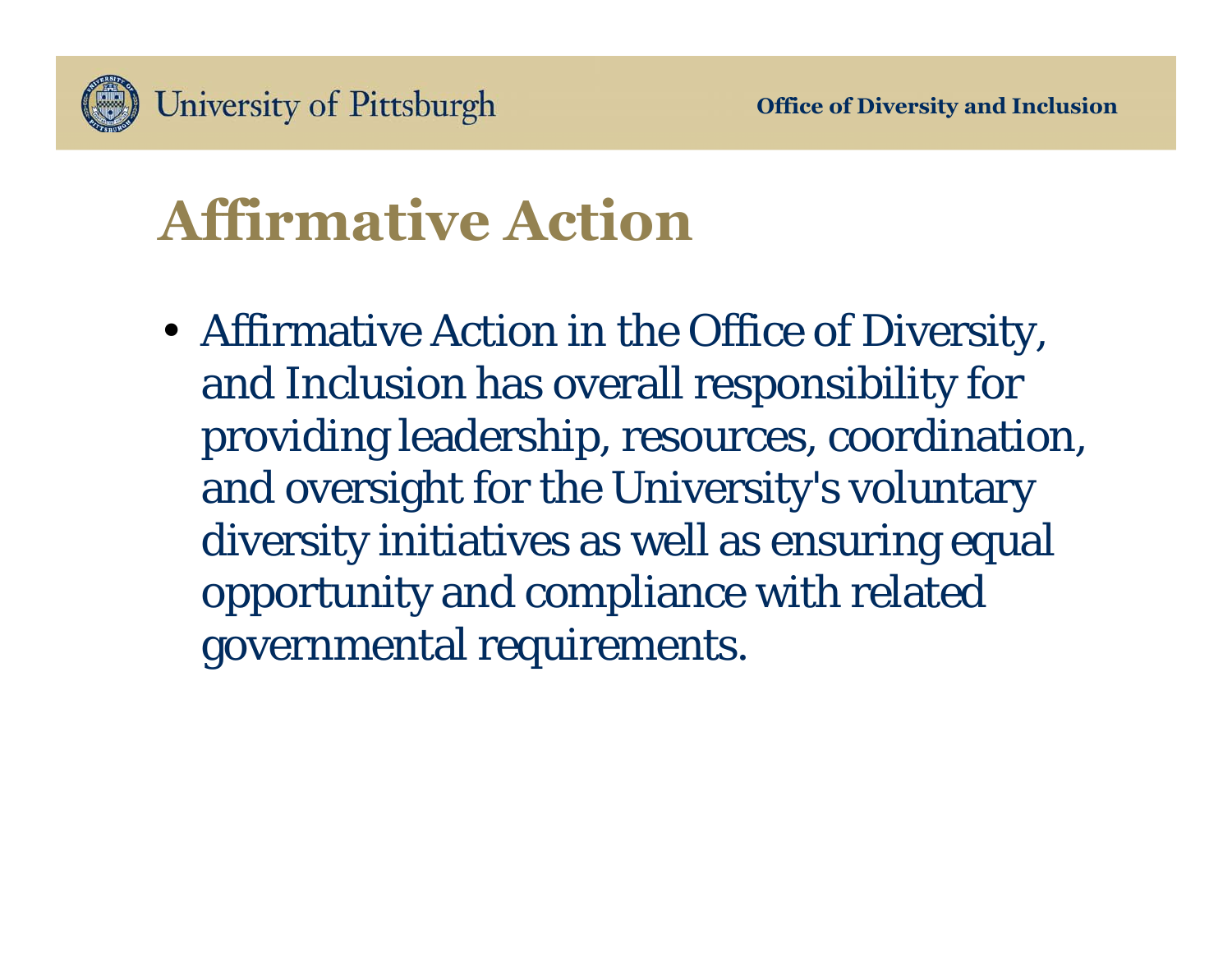# Affirmative Action

- Affirmative Action in the Office of Diversity, and Inclusion has overall responsibility for providing leadership, resources, coordination, and oversight for the University's voluntary diversity initiatives as well as ensuring equal opportunity and compliance with related governmental requirements.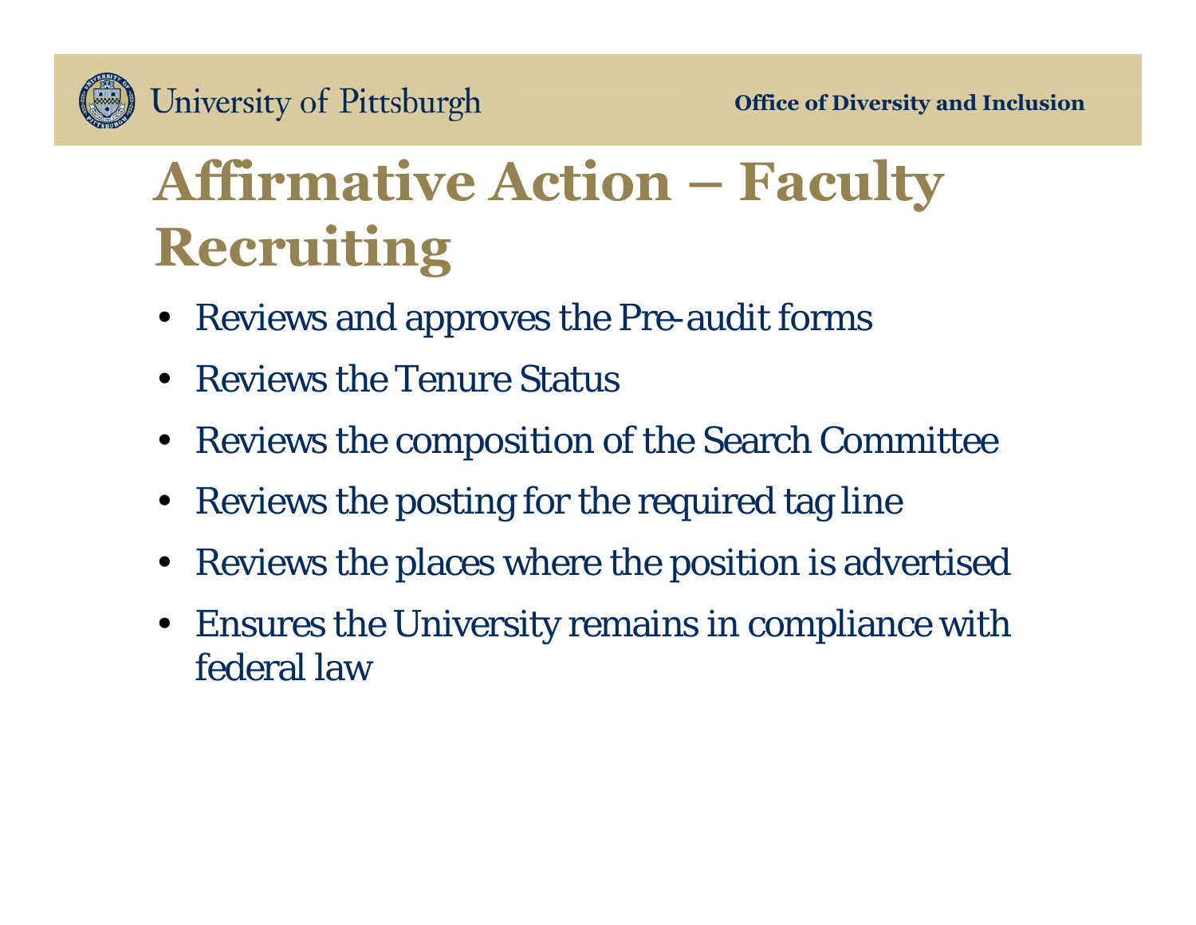# Affirmative Action – Faculty Recruiting

- Reviews and approves the Pre-audit forms
- Reviews the Tenure Status
- Reviews the composition of the Search Committee
- Reviews the posting for the required tag line
- Reviews the places where the position is advertised
- Ensures the University remains in compliance with federal law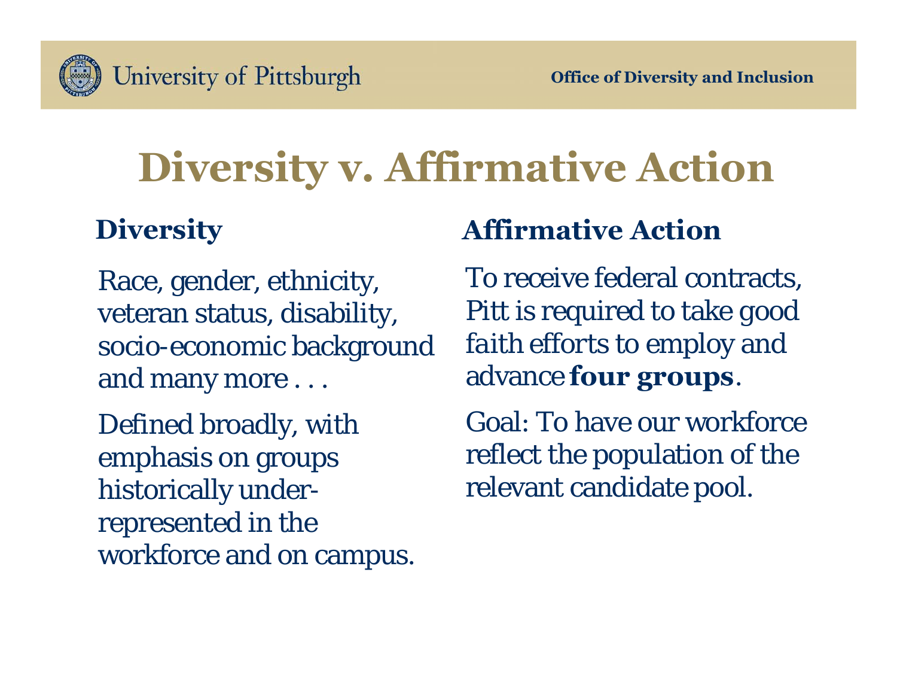# Diversity v. Affirmative Action

## Diversity

Race, gender, ethnicity, veteran status, disability, socio-economic background and many more . . .

Defined broadly, with emphasis on groups historically under-represented in the workforce and on campus.

## Affirmative Action

To receive federal contracts, Pitt is required to take good faith efforts to employ and advance **four groups**.

Goal: To have our workforce reflect the population of the relevant candidate pool.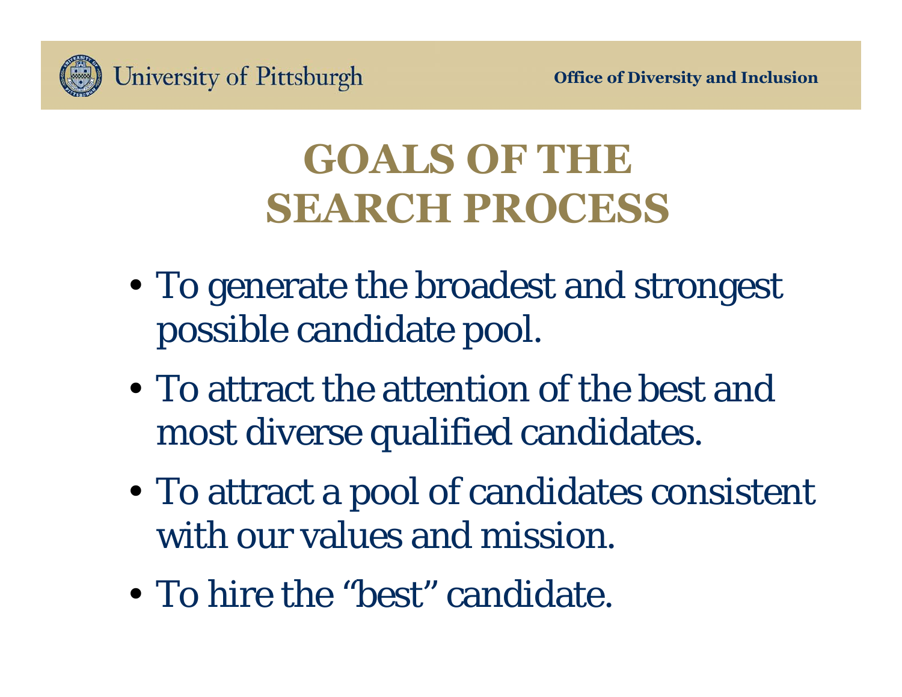# GOALS OF THE SEARCH PROCESS

- To generate the broadest and strongest possible candidate pool.
- To attract the attention of the best and most diverse qualified candidates.
- To attract a pool of candidates consistent with our values and mission.
- To hire the "best" candidate.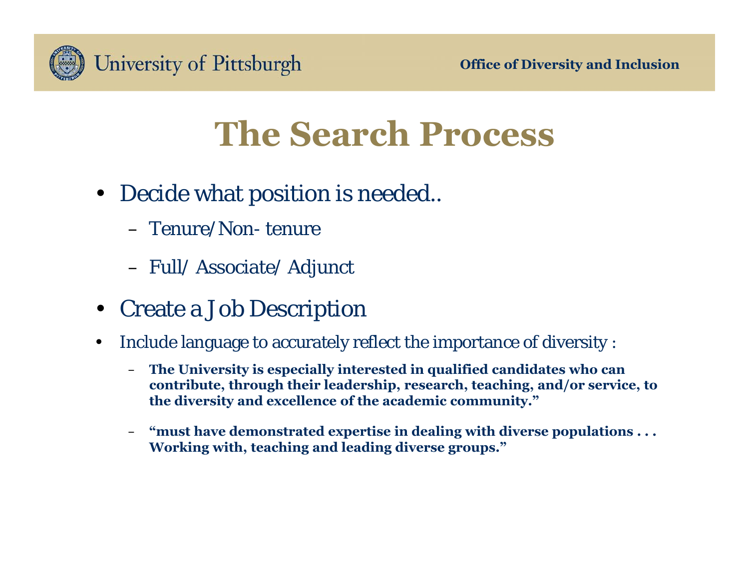# The Search Process

- Decide what position is needed..
  - Tenure/Non- tenure
  - Full/ Associate/ Adjunct
- Create a Job Description
- Include language to accurately reflect the importance of diversity :
  - **The University is especially interested in qualified candidates who can contribute, through their leadership, research, teaching, and/or service, to the diversity and excellence of the academic community."**
  - **"must have demonstrated expertise in dealing with diverse populations . . . Working with, teaching and leading diverse groups."**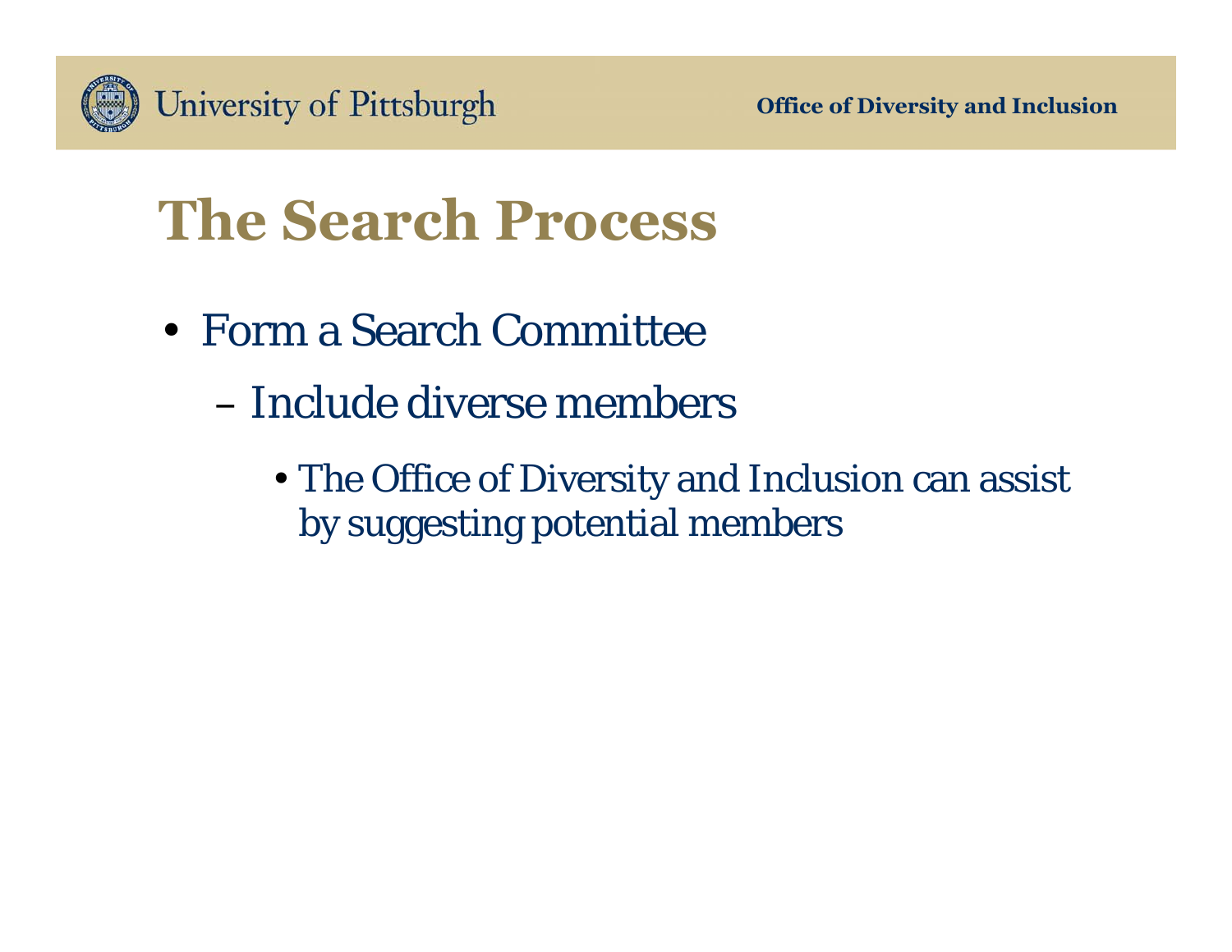# The Search Process

- Form a Search Committee
  - Include diverse members
    - The Office of Diversity and Inclusion can assist by suggesting potential members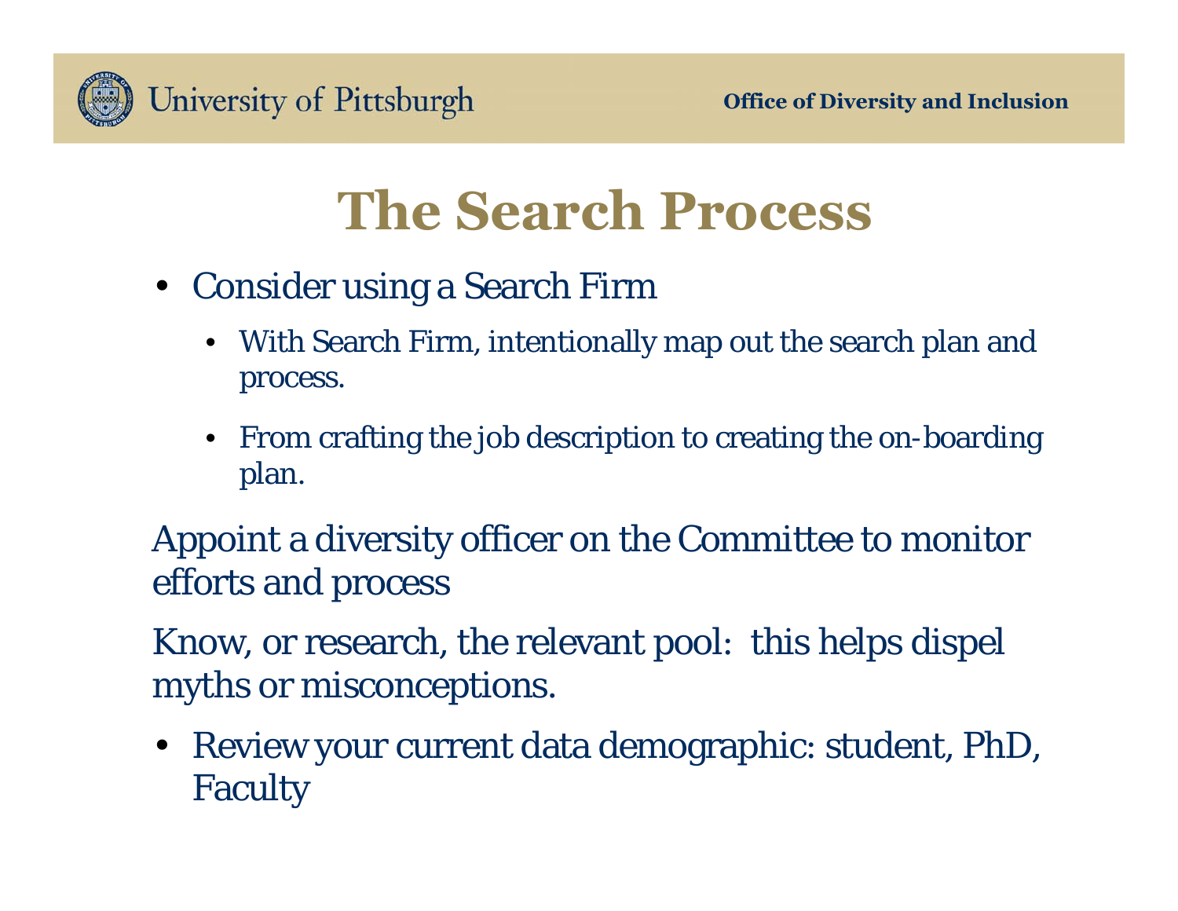# The Search Process

- Consider using a Search Firm
  - With Search Firm, intentionally map out the search plan and process.
  - From crafting the job description to creating the on-boarding plan.

Appoint a diversity officer on the Committee to monitor efforts and process

Know, or research, the relevant pool: this helps dispel myths or misconceptions.

- Review your current data demographic: student, PhD, Faculty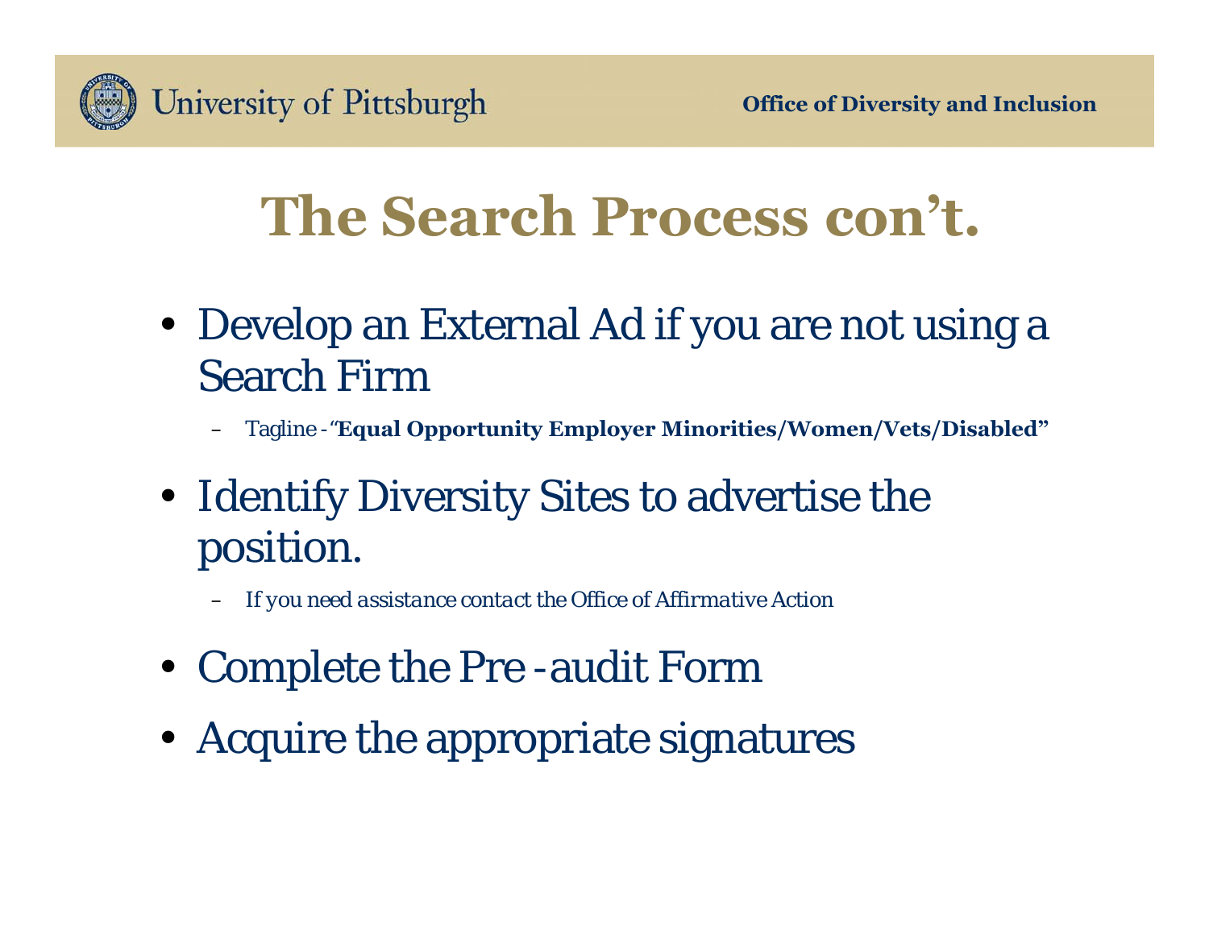# The Search Process con't.

- Develop an External Ad if you are not using a Search Firm
  - Tagline - "**Equal Opportunity Employer Minorities/Women/Vets/Disabled**"
- Identify Diversity Sites to advertise the position.
  - *If you need assistance contact the Office of Affirmative Action*
- Complete the Pre -audit Form
- Acquire the appropriate signatures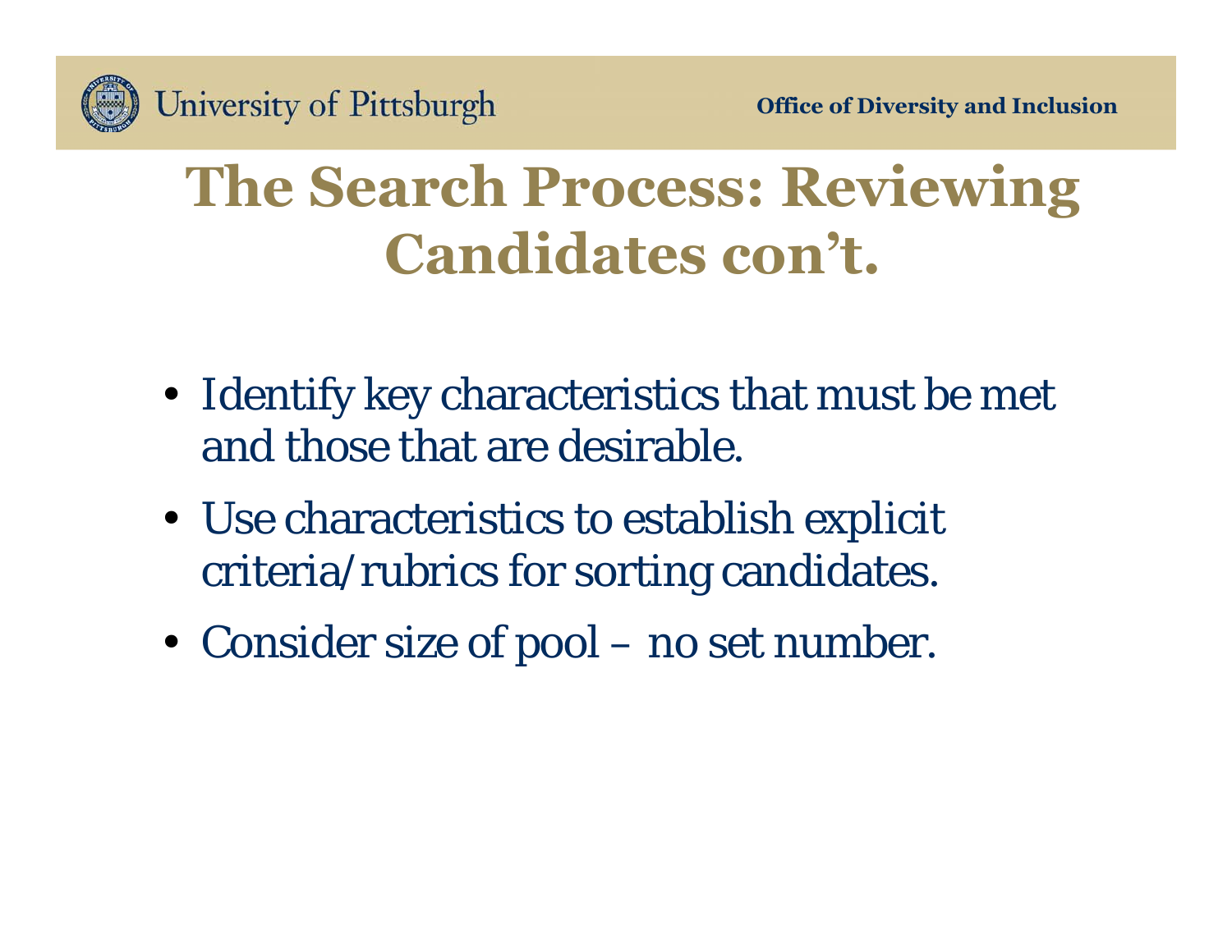# The Search Process: Reviewing Candidates con't.

- Identify key characteristics that must be met and those that are desirable.
- Use characteristics to establish explicit criteria/rubrics for sorting candidates.
- Consider size of pool – no set number.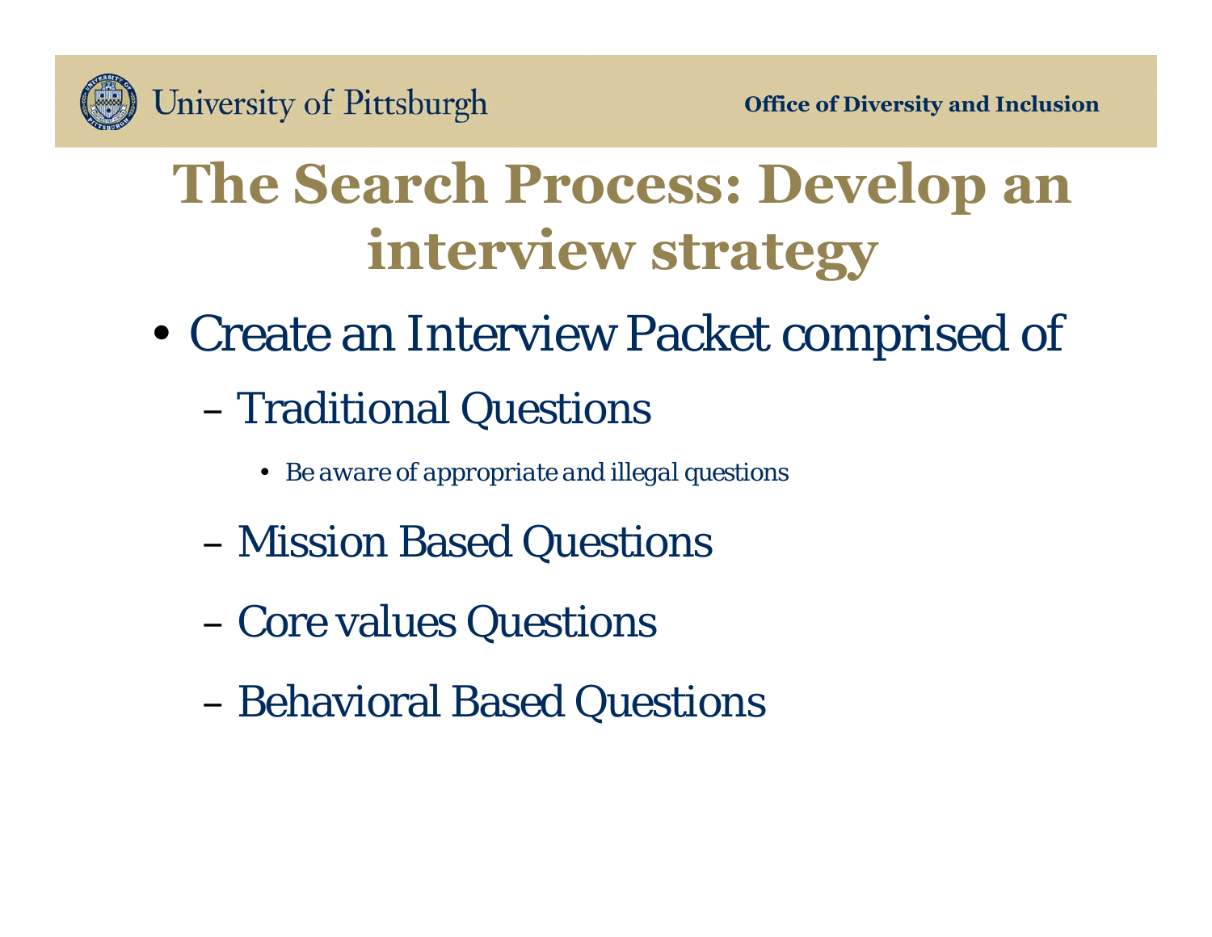# The Search Process: Develop an interview strategy

- Create an Interview Packet comprised of
  - Traditional Questions
    - Be aware of appropriate and illegal questions
  - Mission Based Questions
  - Core values Questions
  - Behavioral Based Questions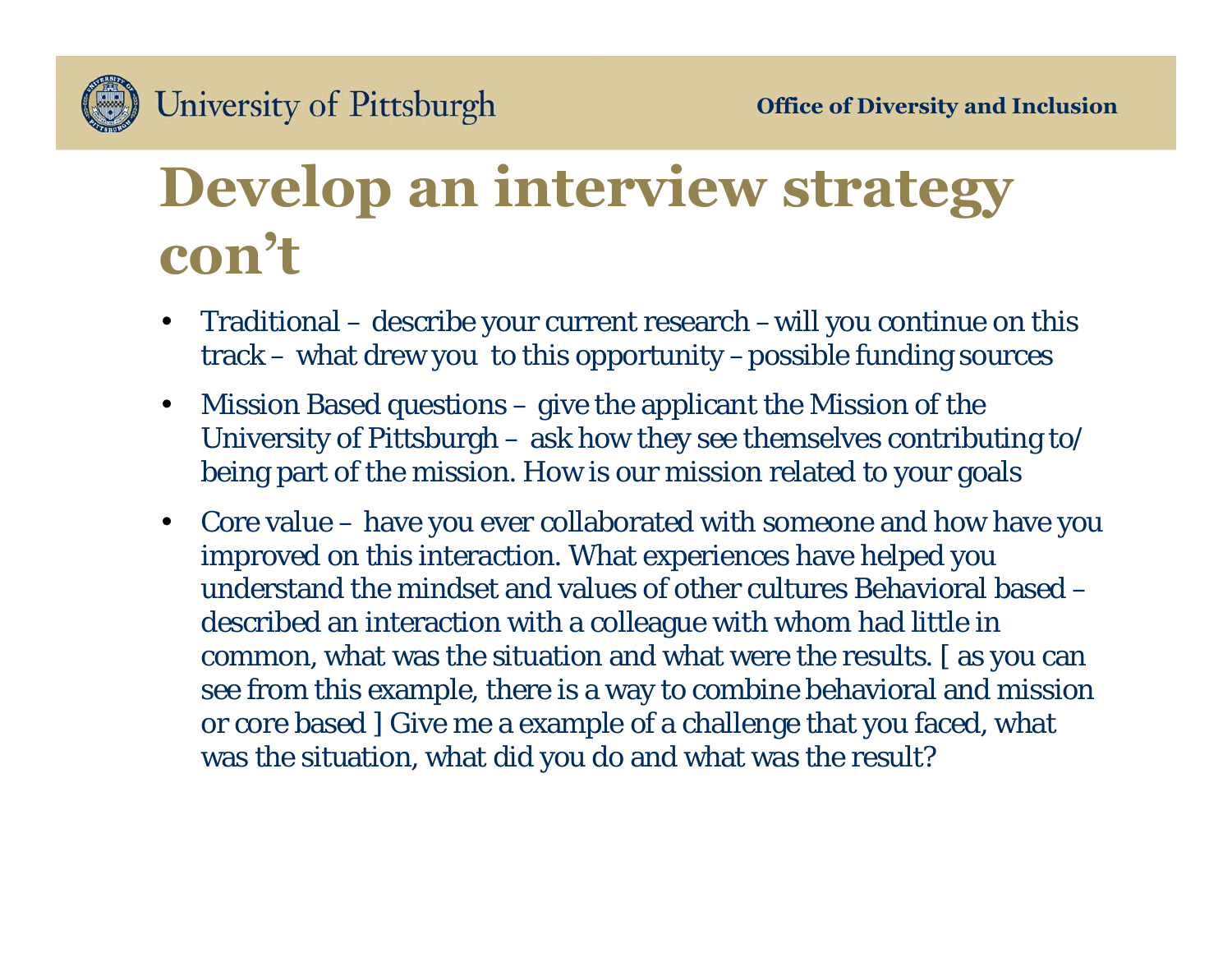# Develop an interview strategy con't

- Traditional – describe your current research – will you continue on this track – what drew you to this opportunity – possible funding sources
- Mission Based questions – give the applicant the Mission of the University of Pittsburgh – ask how they see themselves contributing to/ being part of the mission. How is our mission related to your goals
- Core value – have you ever collaborated with someone and how have you improved on this interaction. What experiences have helped you understand the mindset and values of other cultures Behavioral based – described an interaction with a colleague with whom had little in common, what was the situation and what were the results. [ as you can see from this example, there is a way to combine behavioral and mission or core based ] Give me a example of a challenge that you faced, what was the situation, what did you do and what was the result?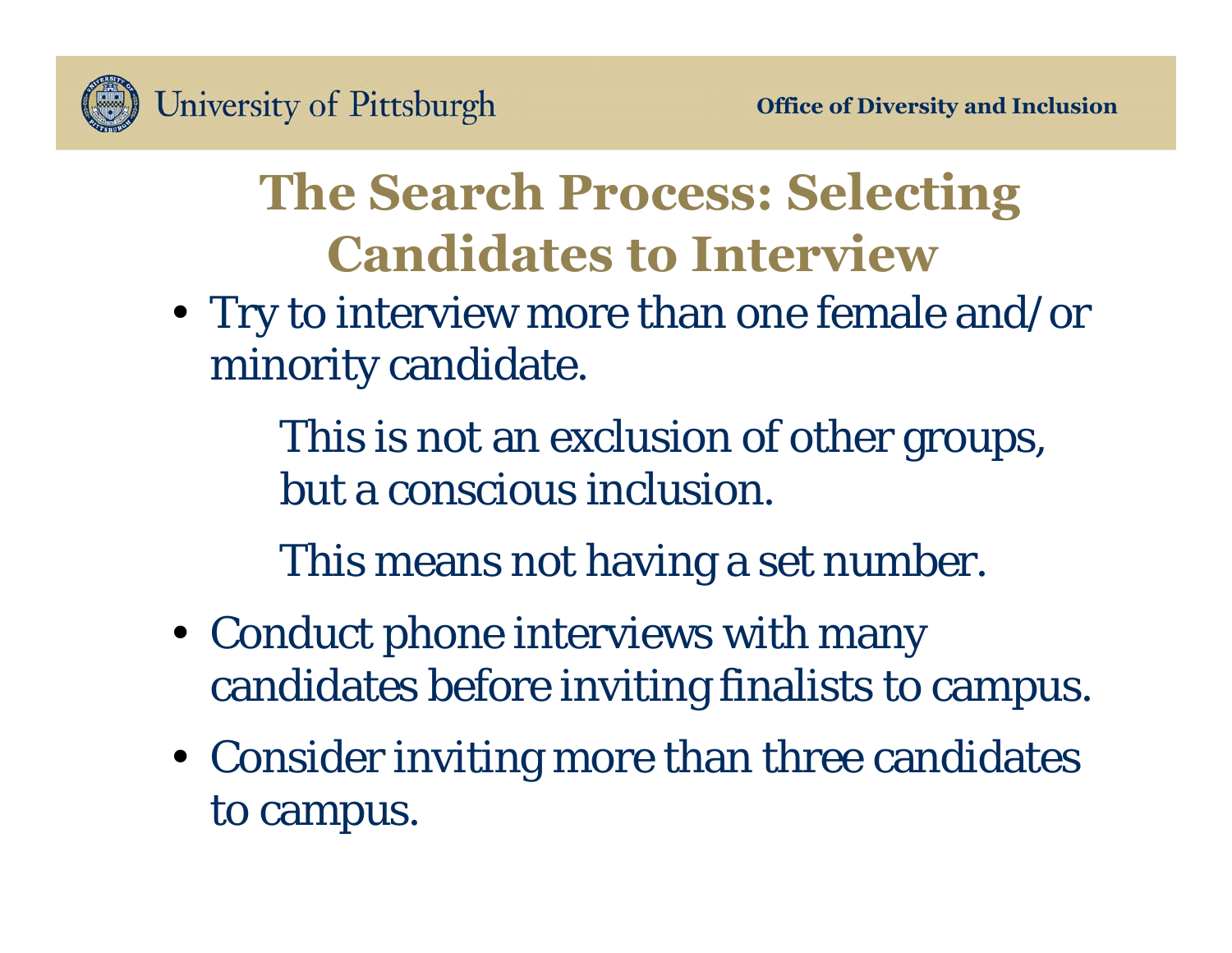# The Search Process: Selecting Candidates to Interview

- Try to interview more than one female and/or minority candidate.

  This is not an exclusion of other groups, but a conscious inclusion.

  This means not having a set number.

- Conduct phone interviews with many candidates before inviting finalists to campus.
- Consider inviting more than three candidates to campus.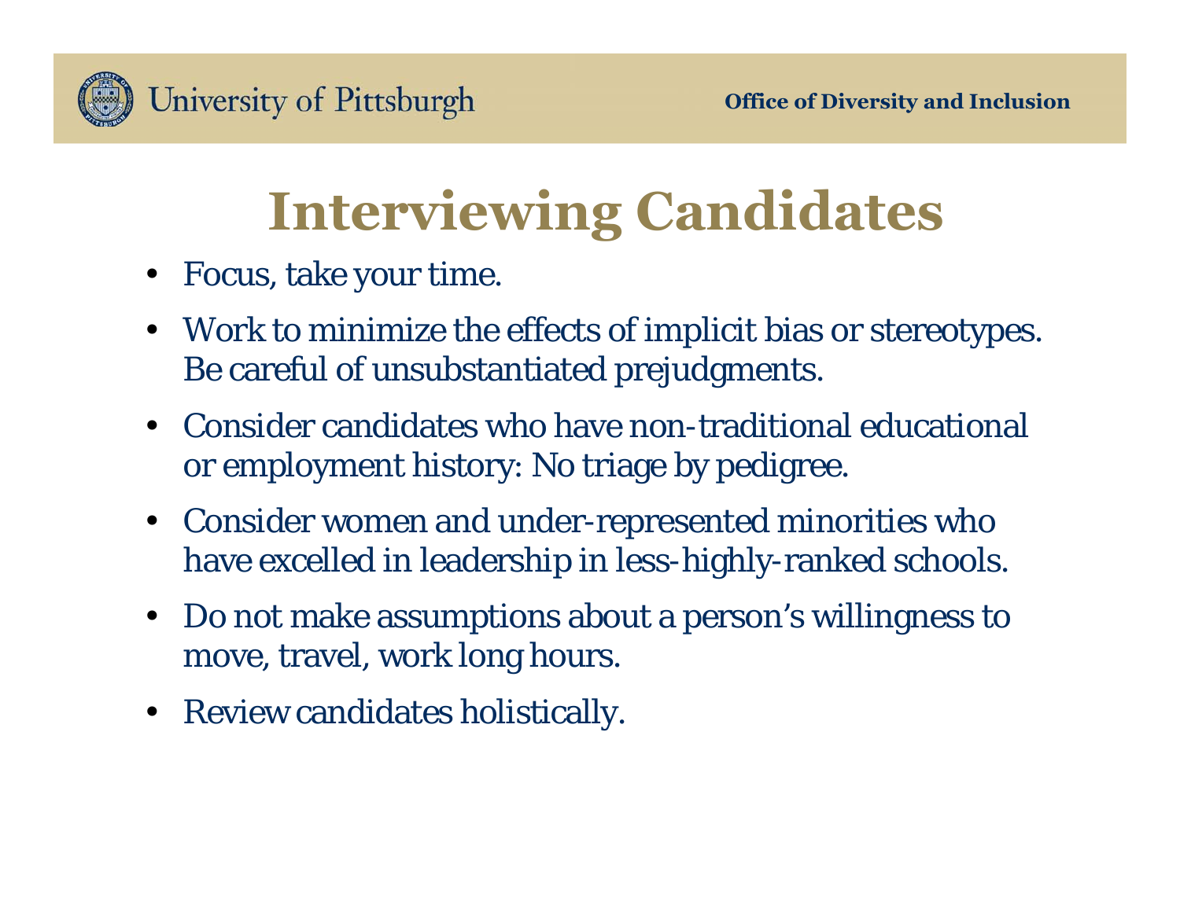# Interviewing Candidates

- Focus, take your time.
- Work to minimize the effects of implicit bias or stereotypes. Be careful of unsubstantiated prejudgments.
- Consider candidates who have non-traditional educational or employment history: No triage by pedigree.
- Consider women and under-represented minorities who have excelled in leadership in less-highly-ranked schools.
- Do not make assumptions about a person's willingness to move, travel, work long hours.
- Review candidates holistically.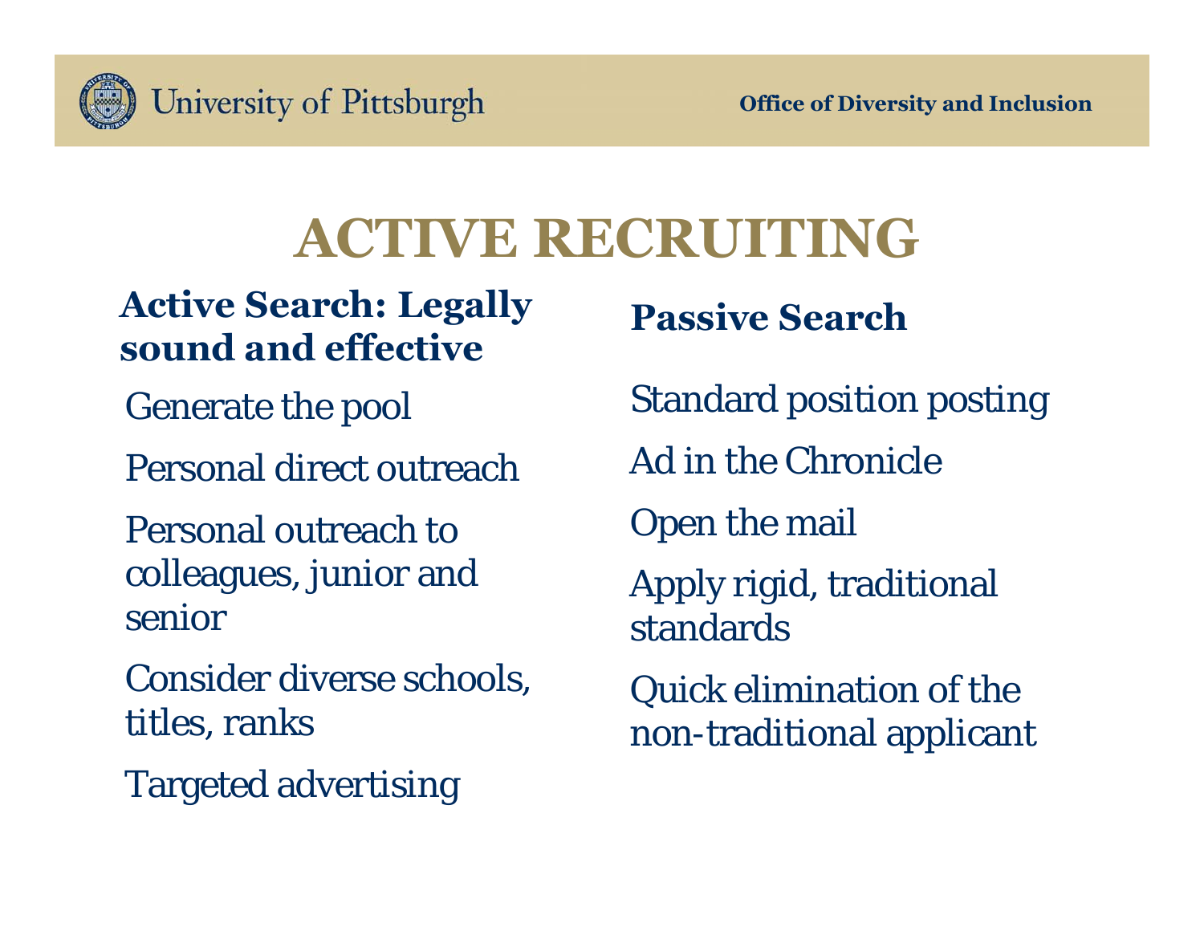# ACTIVE RECRUITING

## Active Search: Legally sound and effective

- Generate the pool
- Personal direct outreach
- Personal outreach to colleagues, junior and senior
- Consider diverse schools, titles, ranks
- Targeted advertising

## Passive Search

- Standard position posting
- Ad in the Chronicle
- Open the mail
- Apply rigid, traditional standards
- Quick elimination of the non-traditional applicant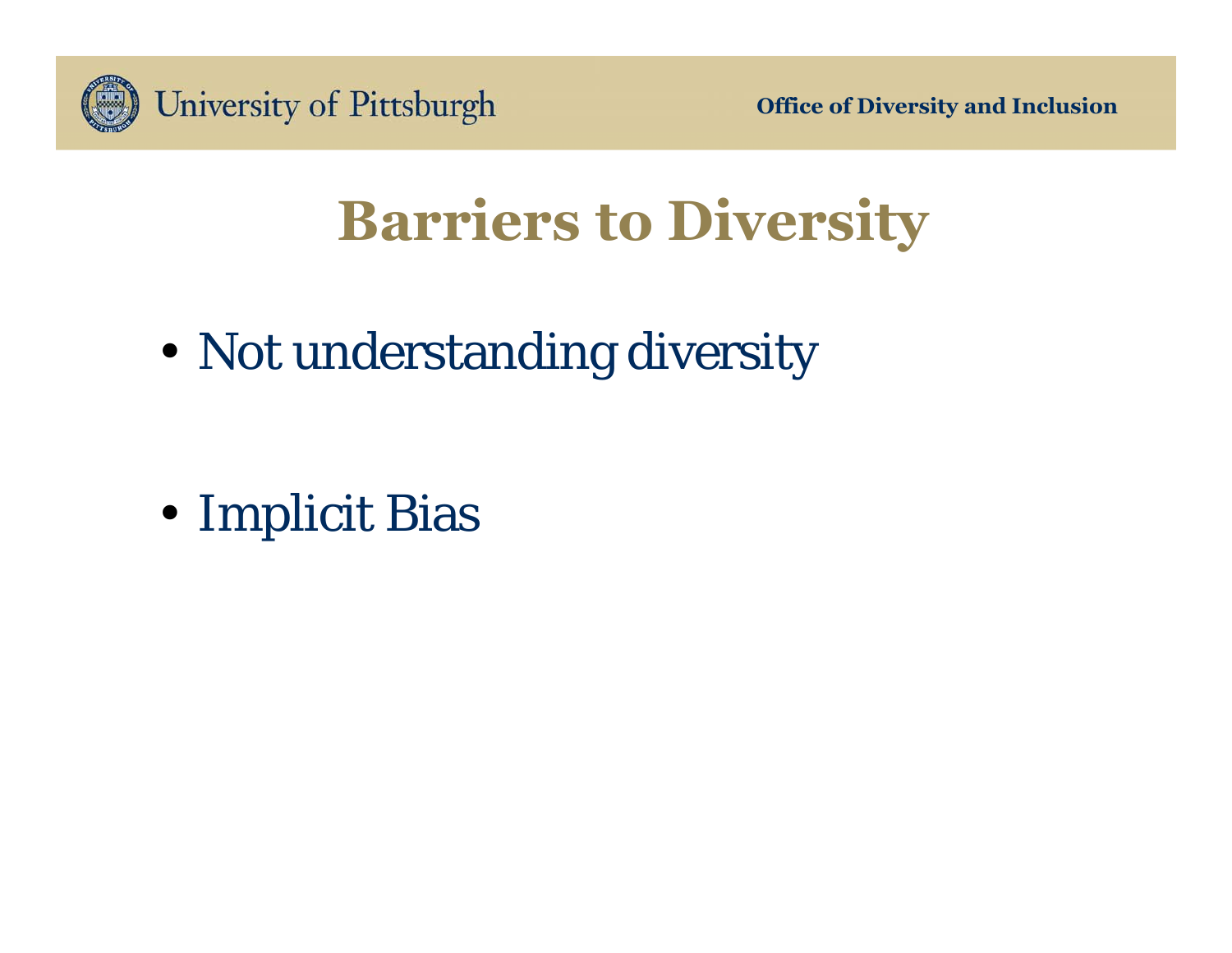# Barriers to Diversity

- Not understanding diversity
- Implicit Bias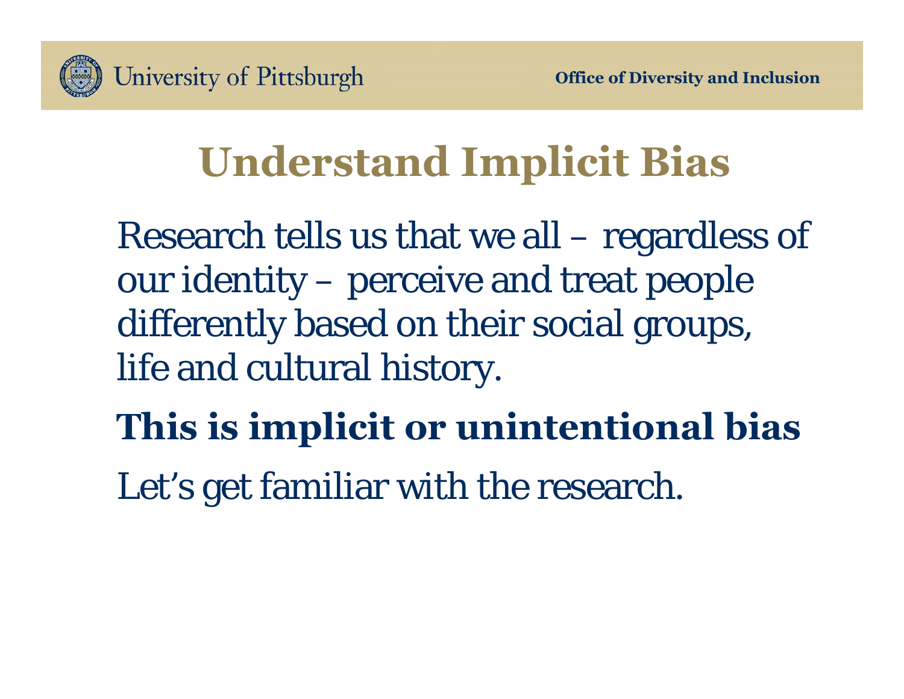# Understand Implicit Bias

Research tells us that we all – regardless of our identity – perceive and treat people differently based on their social groups, life and cultural history.

**This is implicit or unintentional bias**

Let's get familiar with the research.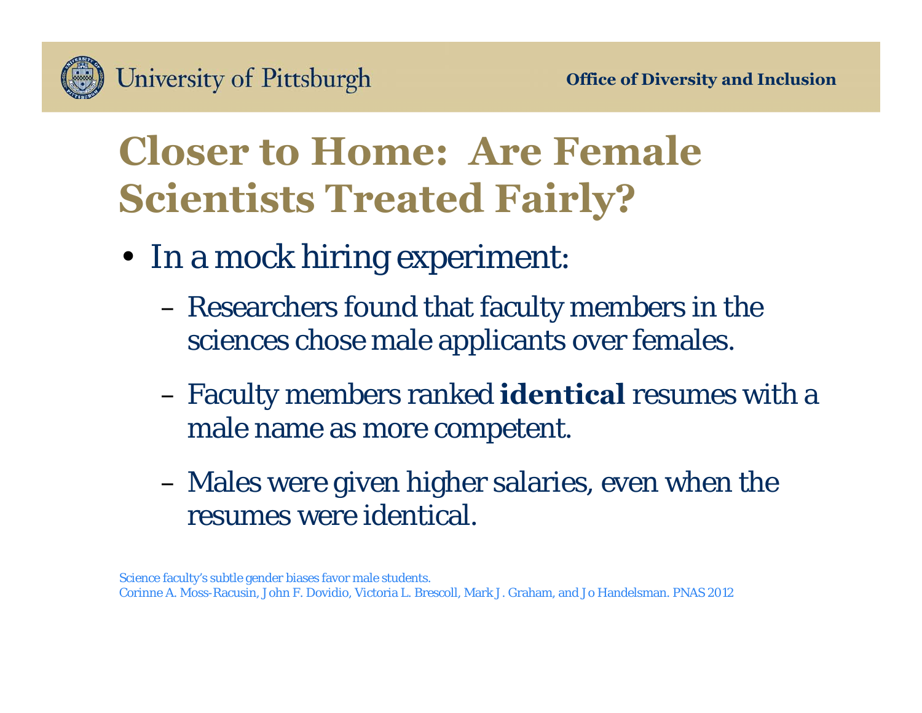# Closer to Home: Are Female Scientists Treated Fairly?

- In a mock hiring experiment:
  - Researchers found that faculty members in the sciences chose male applicants over females.
  - Faculty members ranked **identical** resumes with a male name as more competent.
  - Males were given higher salaries, even when the resumes were identical.

Science faculty's subtle gender biases favor male students.
Corinne A. Moss-Racusin, John F. Dovidio, Victoria L. Brescoll, Mark J. Graham, and Jo Handelsman. PNAS 2012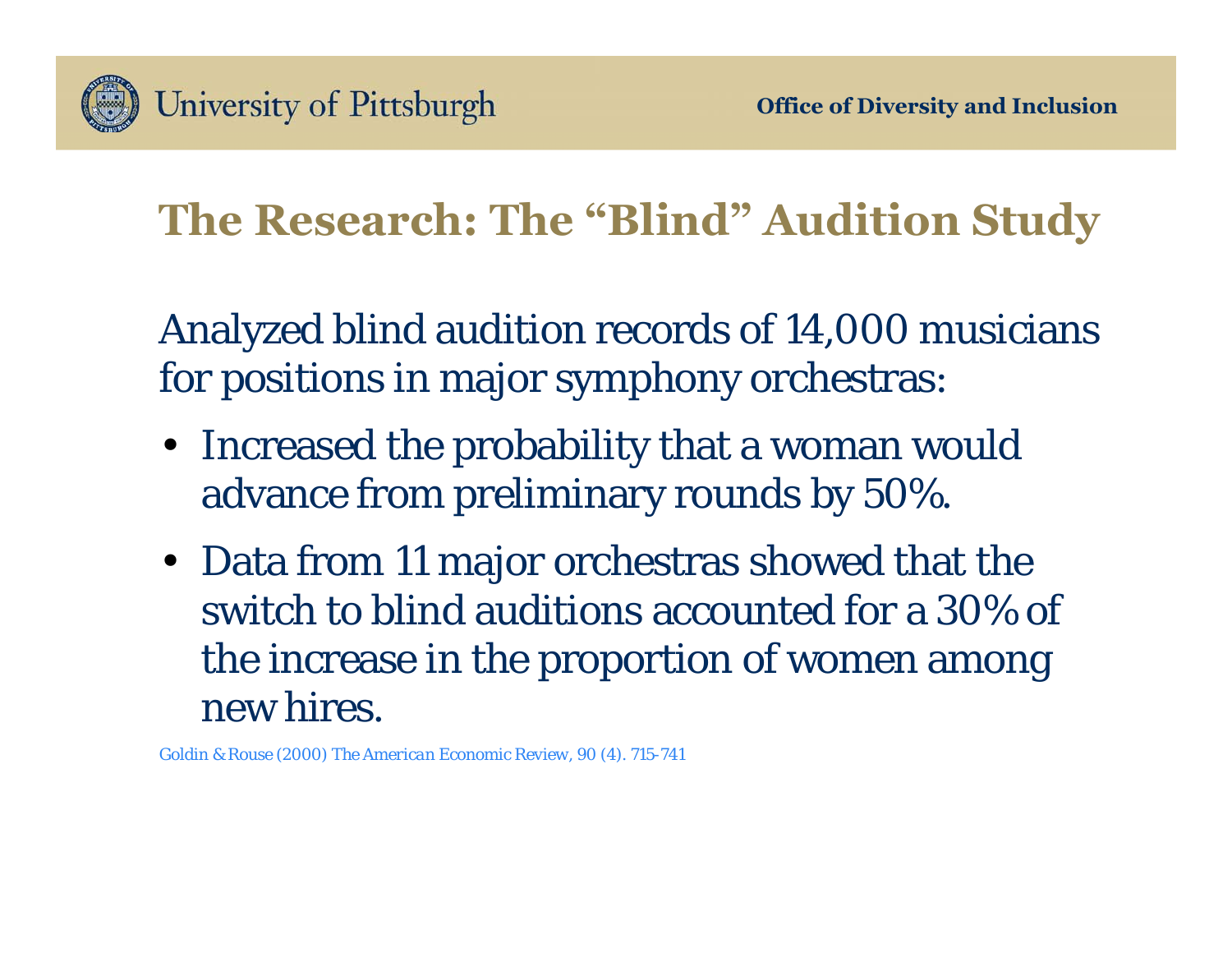## The Research: The "Blind" Audition Study

Analyzed blind audition records of 14,000 musicians for positions in major symphony orchestras:

- Increased the probability that a woman would advance from preliminary rounds by 50%.
- Data from 11 major orchestras showed that the switch to blind auditions accounted for a 30% of the increase in the proportion of women among new hires.

Goldin & Rouse (2000) *The American Economic Review*, 90 (4). 715-741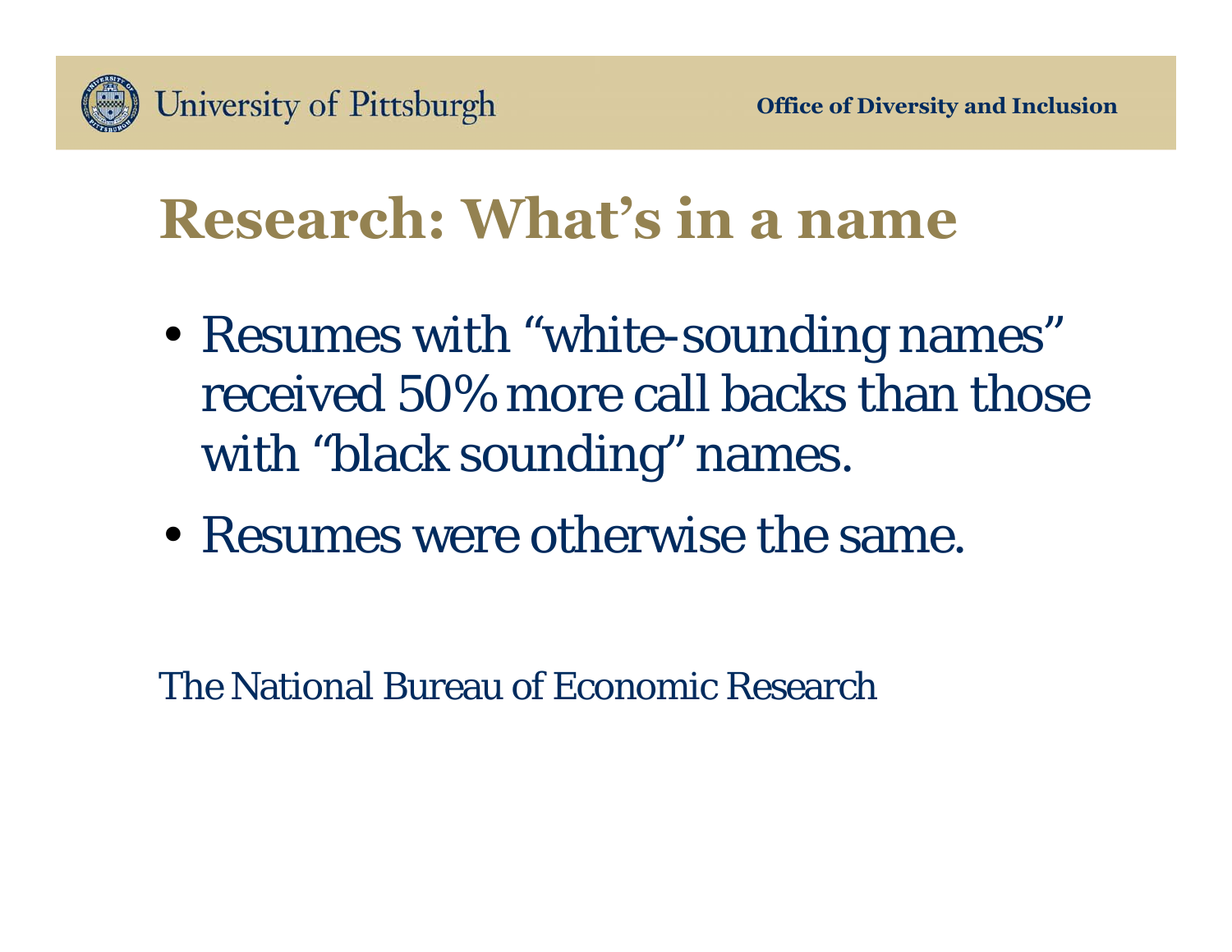# Research: What's in a name

- Resumes with "white-sounding names" received 50% more call backs than those with "black sounding" names.
- Resumes were otherwise the same.

The National Bureau of Economic Research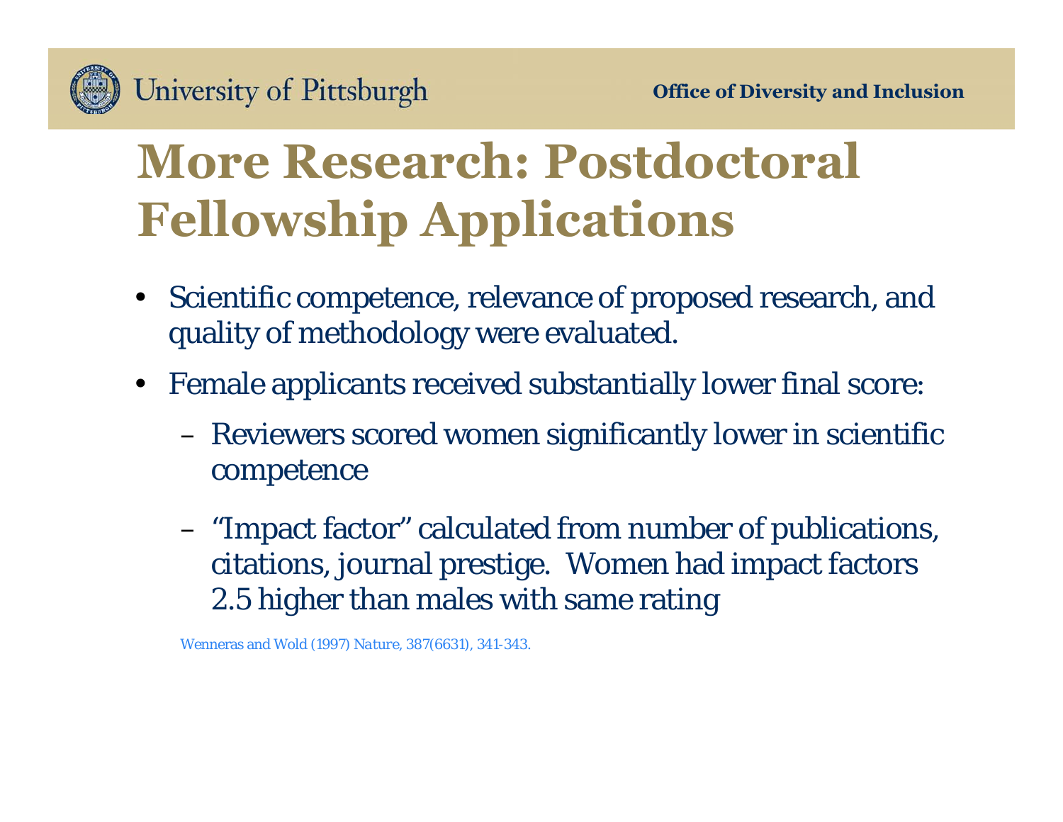# More Research: Postdoctoral Fellowship Applications

- Scientific competence, relevance of proposed research, and quality of methodology were evaluated.
- Female applicants received substantially lower final score:
  - Reviewers scored women significantly lower in scientific competence
  - "Impact factor" calculated from number of publications, citations, journal prestige. Women had impact factors 2.5 higher than males with same rating

Wenneras and Wold (1997) *Nature*, 387(6631), 341-343.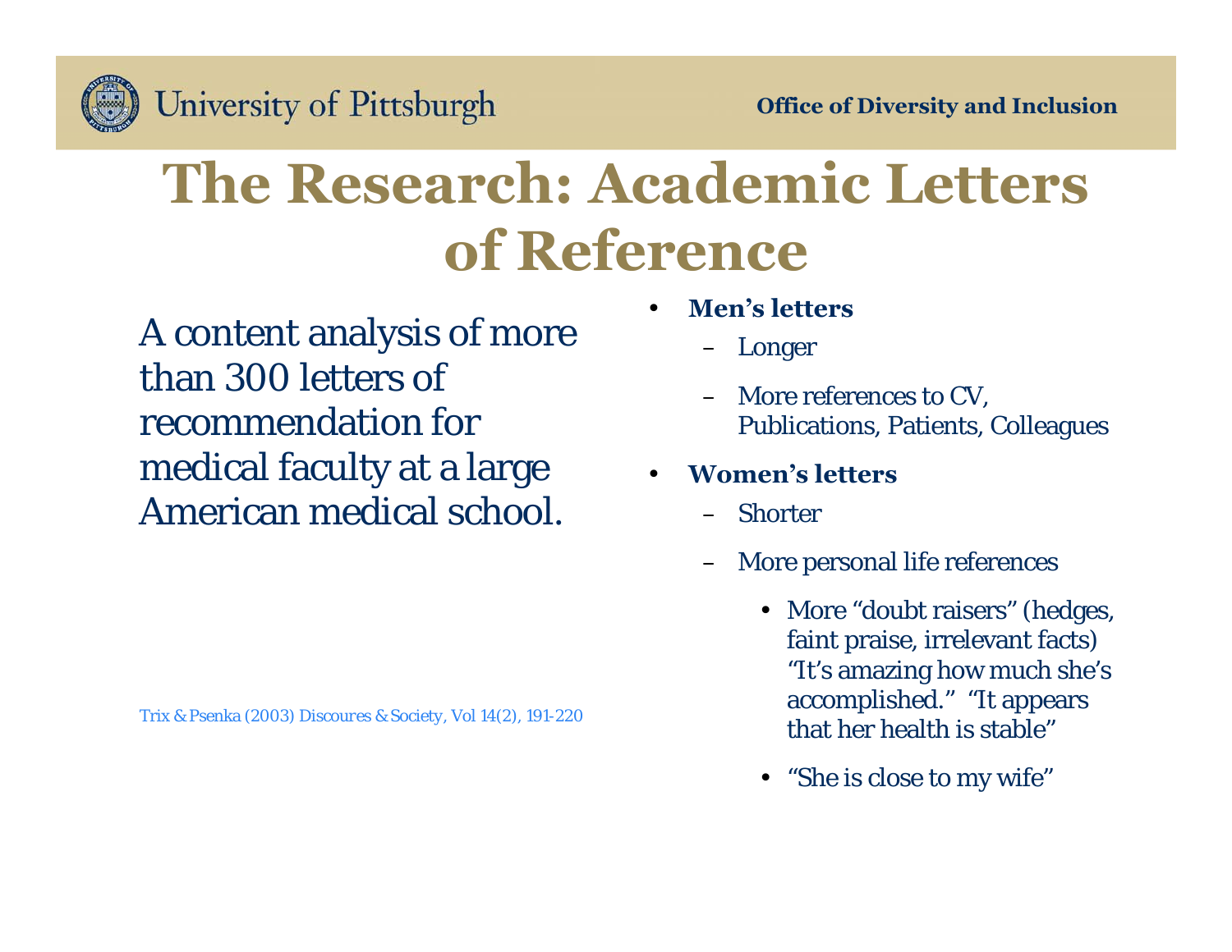University of Pittsburgh

**Office of Diversity and Inclusion**

# The Research: Academic Letters of Reference

A content analysis of more than 300 letters of recommendation for medical faculty at a large American medical school.

Trix & Psenka (2003) Discoures & Society, Vol 14(2), 191-220

- **Men's letters**
  - Longer
  - More references to CV, Publications, Patients, Colleagues
- **Women's letters**
  - Shorter
  - More personal life references
    - More "doubt raisers" (hedges, faint praise, irrelevant facts) "It's amazing how much she's accomplished." "It appears that her health is stable"
    - "She is close to my wife"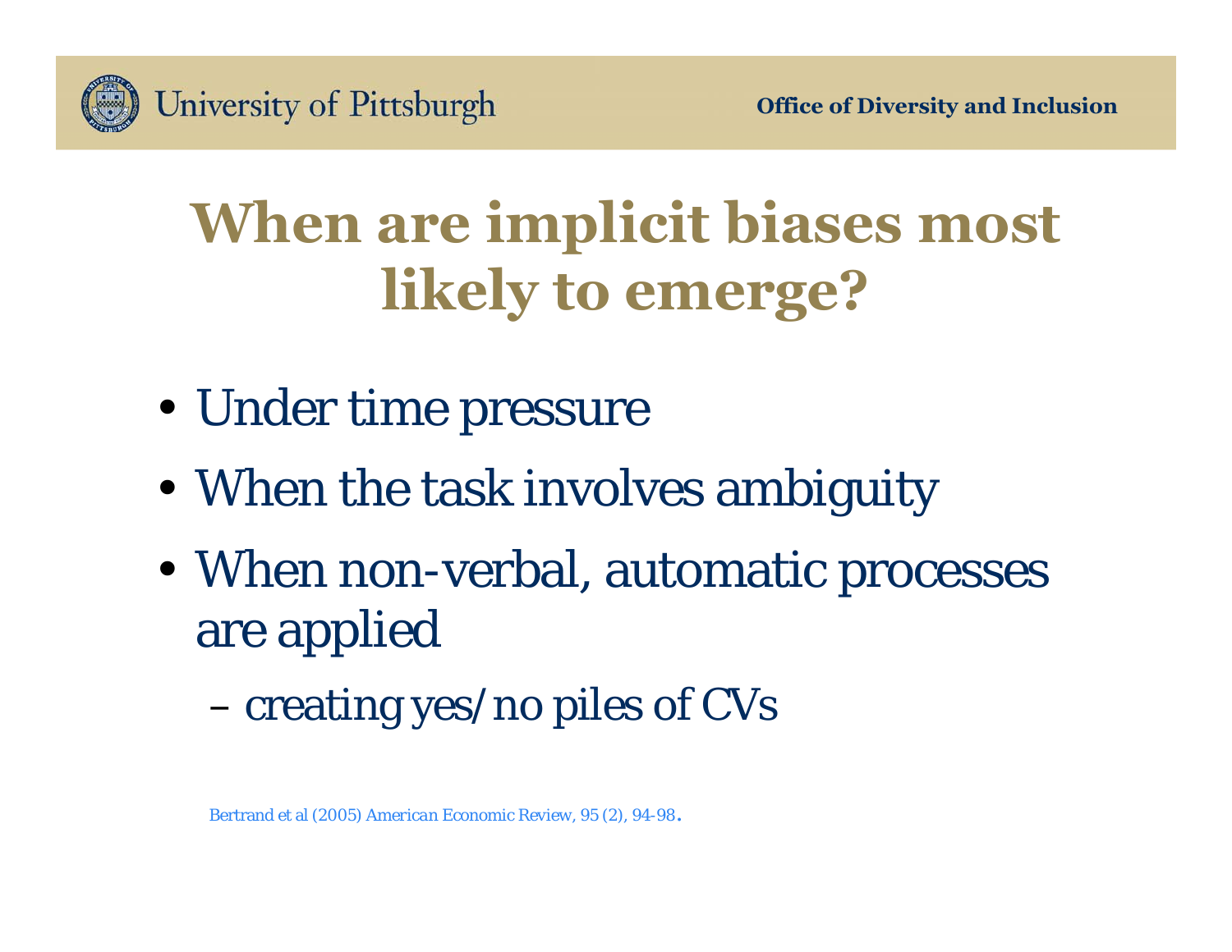# When are implicit biases most likely to emerge?

- Under time pressure
- When the task involves ambiguity
- When non-verbal, automatic processes are applied
  - creating yes/no piles of CVs

Bertrand et al (2005) American Economic Review, 95 (2), 94-98.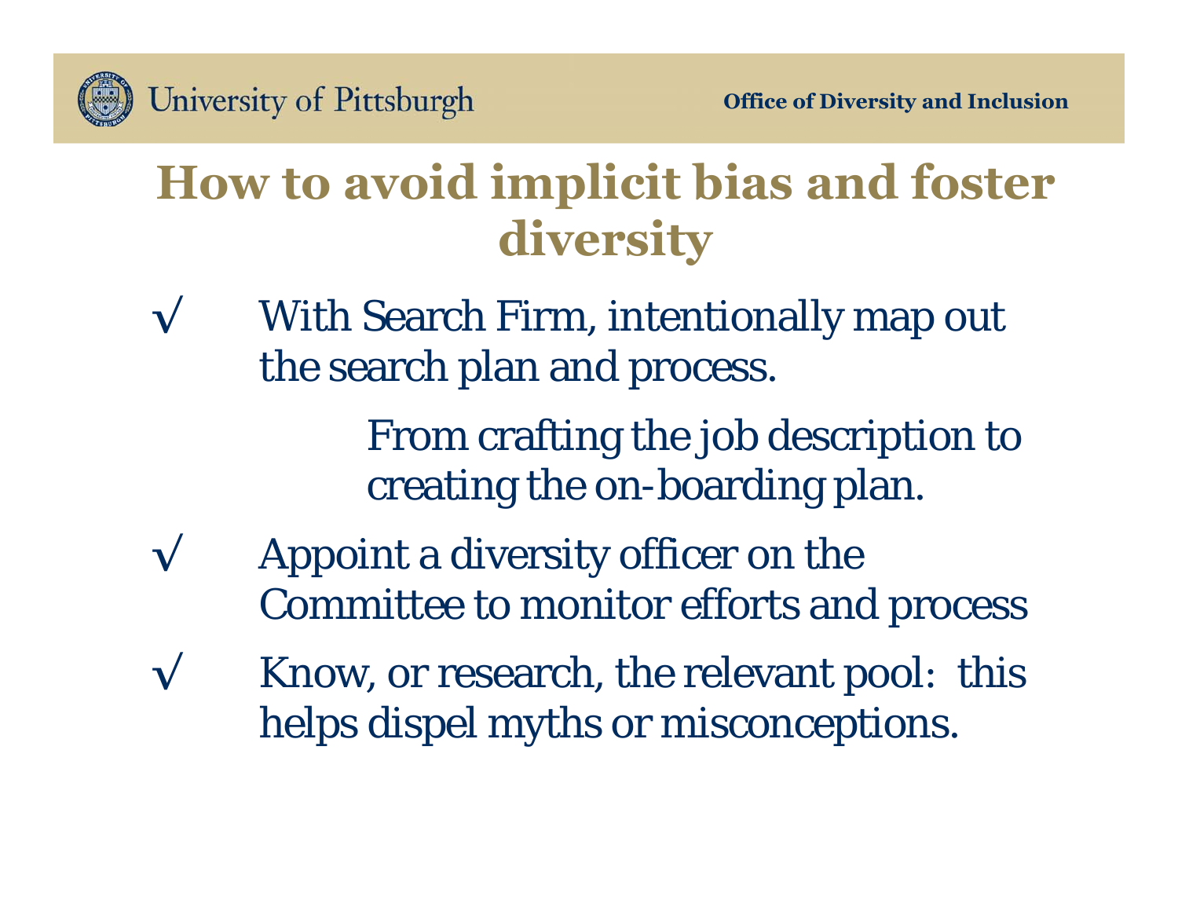# How to avoid implicit bias and foster diversity

- √ With Search Firm, intentionally map out the search plan and process.

  From crafting the job description to creating the on-boarding plan.

- √ Appoint a diversity officer on the Committee to monitor efforts and process
- √ Know, or research, the relevant pool: this helps dispel myths or misconceptions.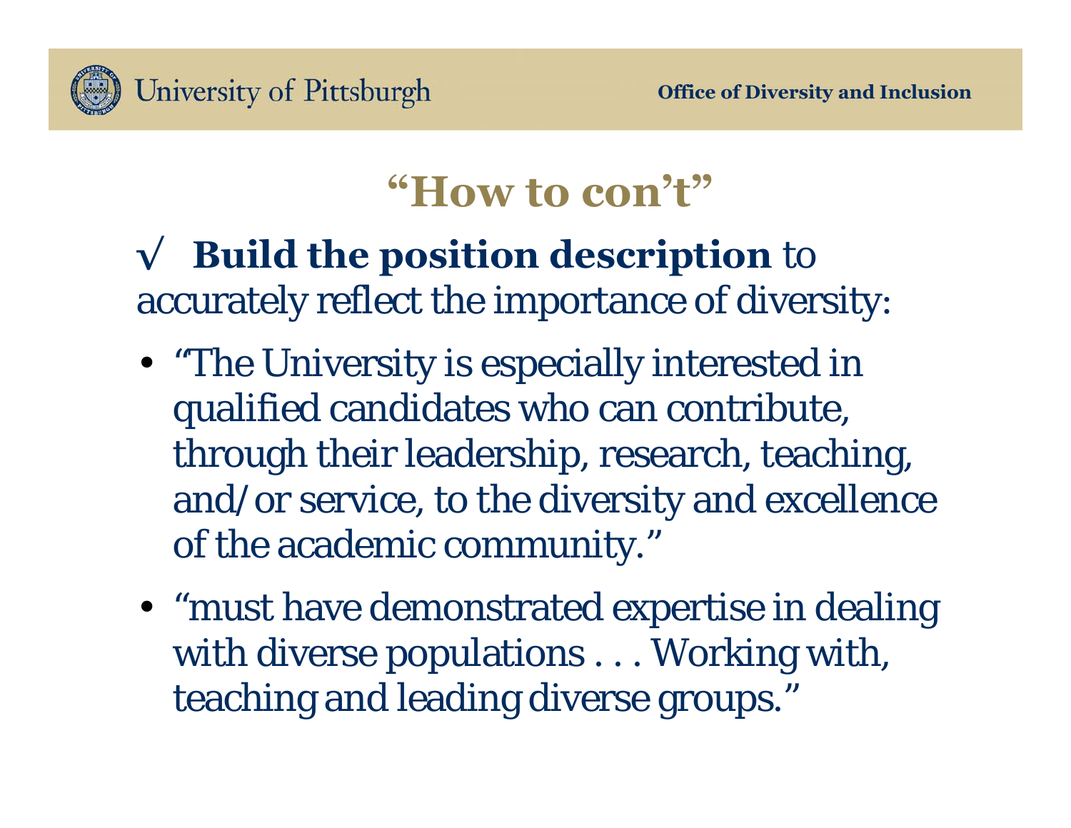# "How to con't"

√ **Build the position description** to accurately reflect the importance of diversity:

- "The University is especially interested in qualified candidates who can contribute, through their leadership, research, teaching, and/or service, to the diversity and excellence of the academic community."
- "must have demonstrated expertise in dealing with diverse populations . . . Working with, teaching and leading diverse groups."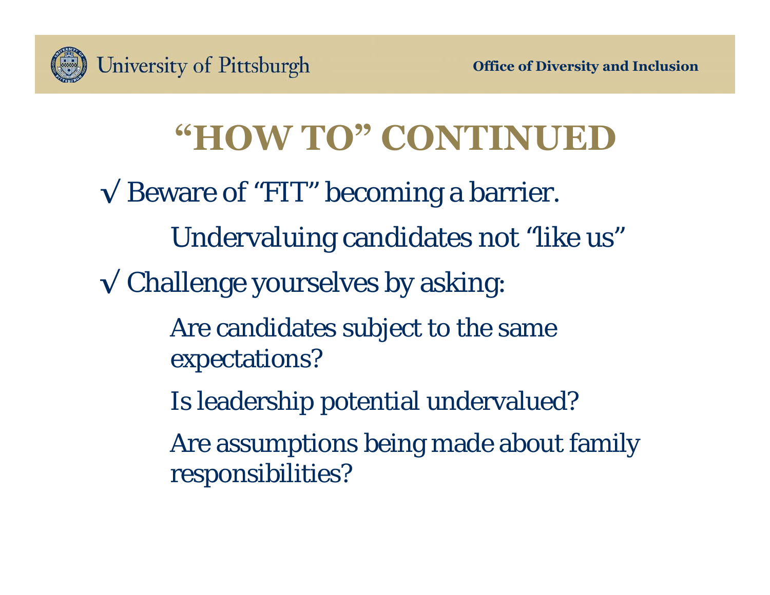# "HOW TO" CONTINUED

√ Beware of "FIT" becoming a barrier.

Undervaluing candidates not "like us"

√ Challenge yourselves by asking:

Are candidates subject to the same expectations?

Is leadership potential undervalued?

Are assumptions being made about family responsibilities?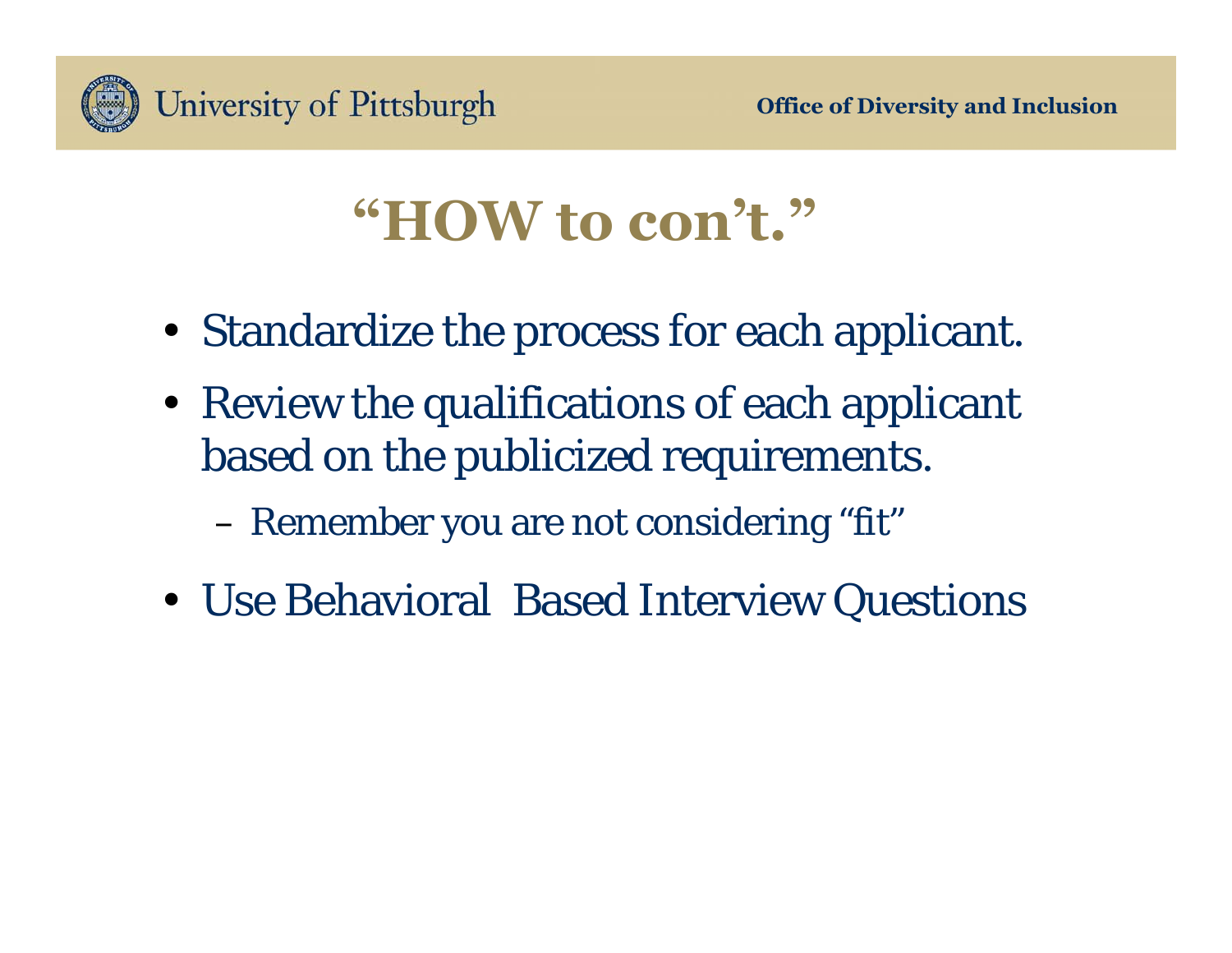# "HOW to con't."

- Standardize the process for each applicant.
- Review the qualifications of each applicant based on the publicized requirements.
  - Remember you are not considering "fit"
- Use Behavioral Based Interview Questions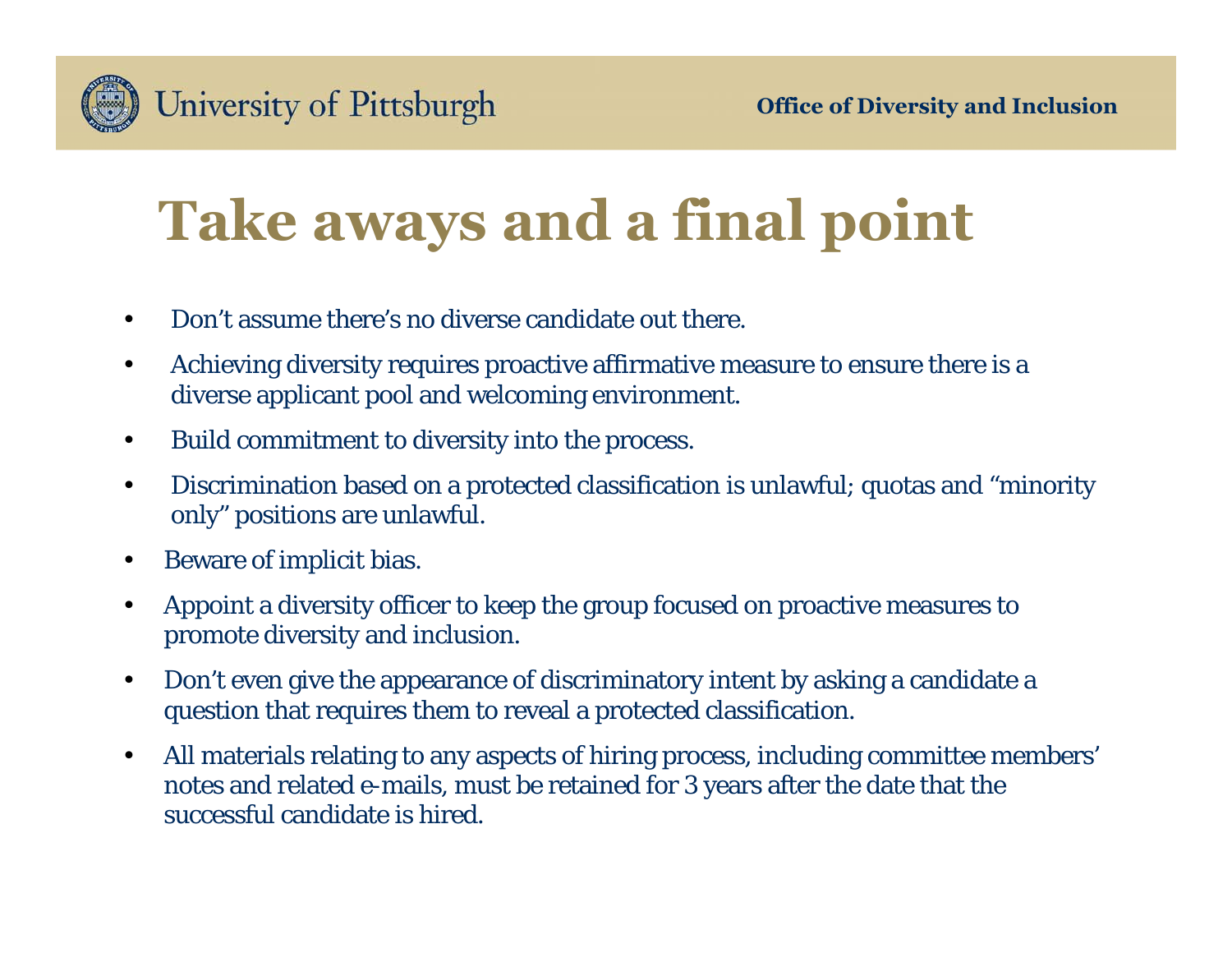# Take aways and a final point

- Don't assume there's no diverse candidate out there.
- Achieving diversity requires proactive affirmative measure to ensure there is a diverse applicant pool and welcoming environment.
- Build commitment to diversity into the process.
- Discrimination based on a protected classification is unlawful; quotas and "minority only" positions are unlawful.
- Beware of implicit bias.
- Appoint a diversity officer to keep the group focused on proactive measures to promote diversity and inclusion.
- Don't even give the appearance of discriminatory intent by asking a candidate a question that requires them to reveal a protected classification.
- All materials relating to any aspects of hiring process, including committee members' notes and related e-mails, must be retained for 3 years after the date that the successful candidate is hired.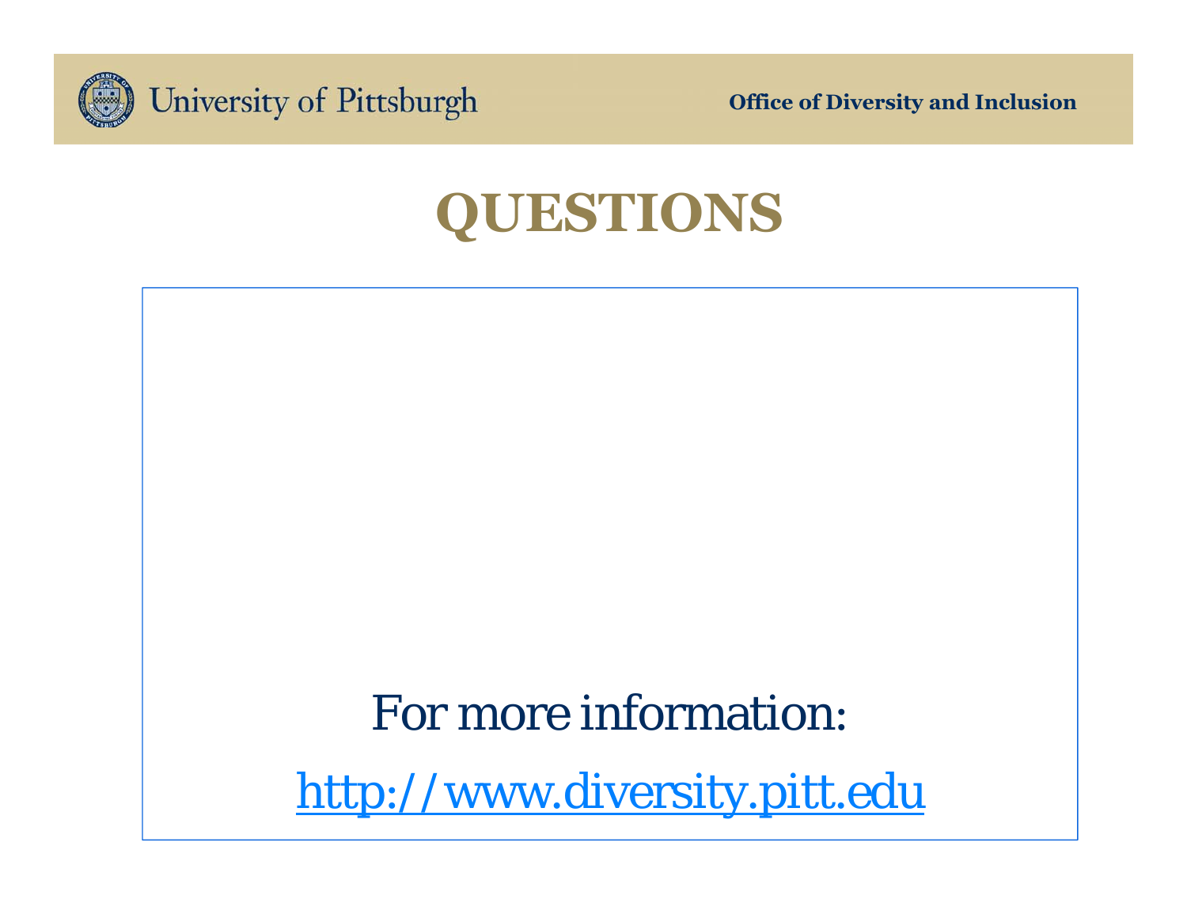# QUESTIONS

For more information:

http://www.diversity.pitt.edu